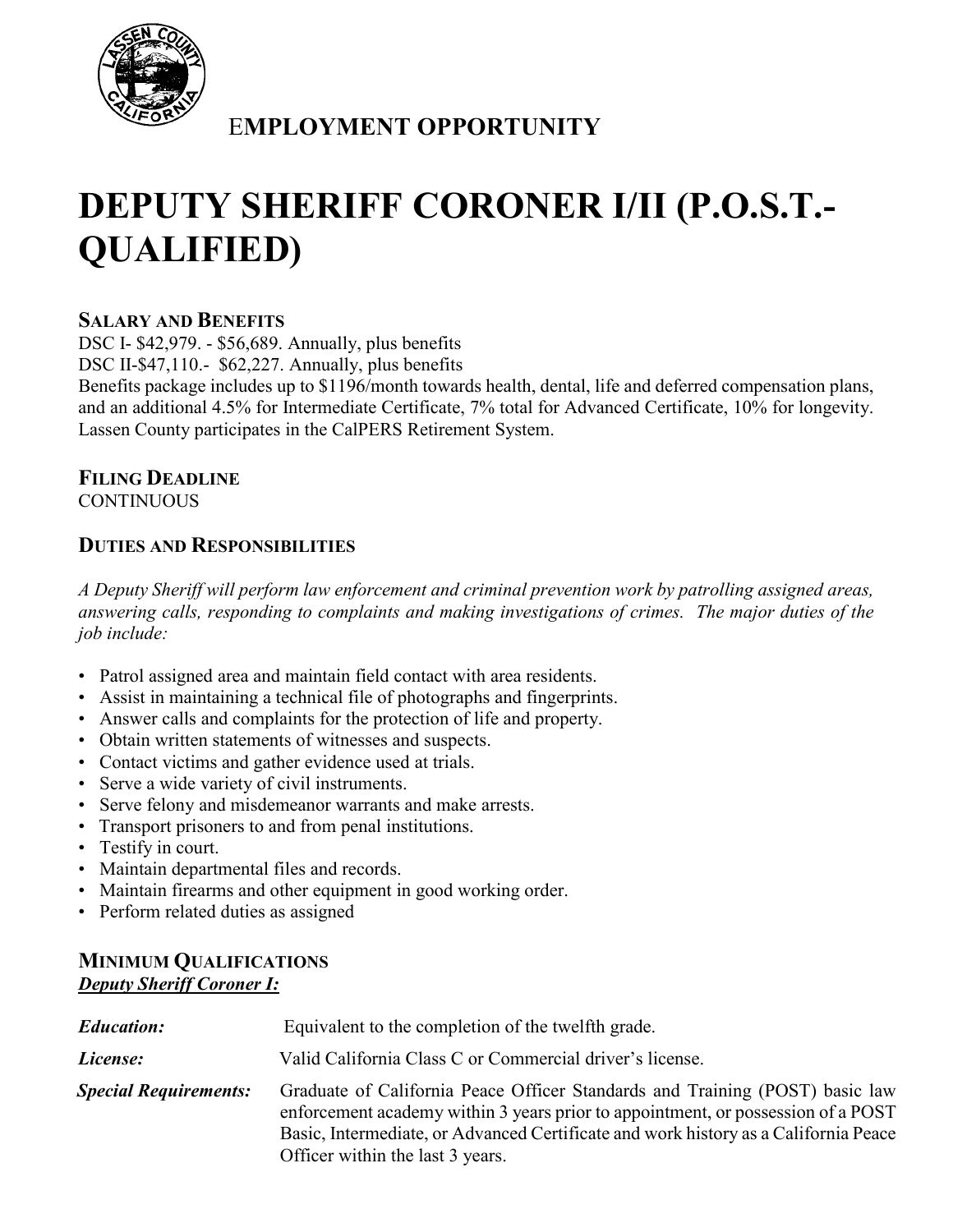EMPLOYMENT OPPORTUNITY

# DEPUTY SHERIFF CORONER I/II (P.O.S.T.-QUALIFIED)

## SALARY AND BENEFITS

DSC I- $42,979. - $56,689. Annually, plus benefits
DSC II-$47,110.- $62,227. Annually, plus benefits
Benefits package includes up to $1196/month towards health, dental, life and deferred compensation plans, and an additional 4.5% for Intermediate Certificate, 7% total for Advanced Certificate, 10% for longevity. Lassen County participates in the CalPERS Retirement System.

## FILING DEADLINE

CONTINUOUS

## DUTIES AND RESPONSIBILITIES

*A Deputy Sheriff will perform law enforcement and criminal prevention work by patrolling assigned areas, answering calls, responding to complaints and making investigations of crimes. The major duties of the job include:*

- Patrol assigned area and maintain field contact with area residents.
- Assist in maintaining a technical file of photographs and fingerprints.
- Answer calls and complaints for the protection of life and property.
- Obtain written statements of witnesses and suspects.
- Contact victims and gather evidence used at trials.
- Serve a wide variety of civil instruments.
- Serve felony and misdemeanor warrants and make arrests.
- Transport prisoners to and from penal institutions.
- Testify in court.
- Maintain departmental files and records.
- Maintain firearms and other equipment in good working order.
- Perform related duties as assigned

## MINIMUM QUALIFICATIONS

***Deputy Sheriff Coroner I:***

| | |
|---|---|
| ***Education:*** | Equivalent to the completion of the twelfth grade. |
| ***License:*** | Valid California Class C or Commercial driver's license. |
| ***Special Requirements:*** | Graduate of California Peace Officer Standards and Training (POST) basic law enforcement academy within 3 years prior to appointment, or possession of a POST Basic, Intermediate, or Advanced Certificate and work history as a California Peace Officer within the last 3 years. |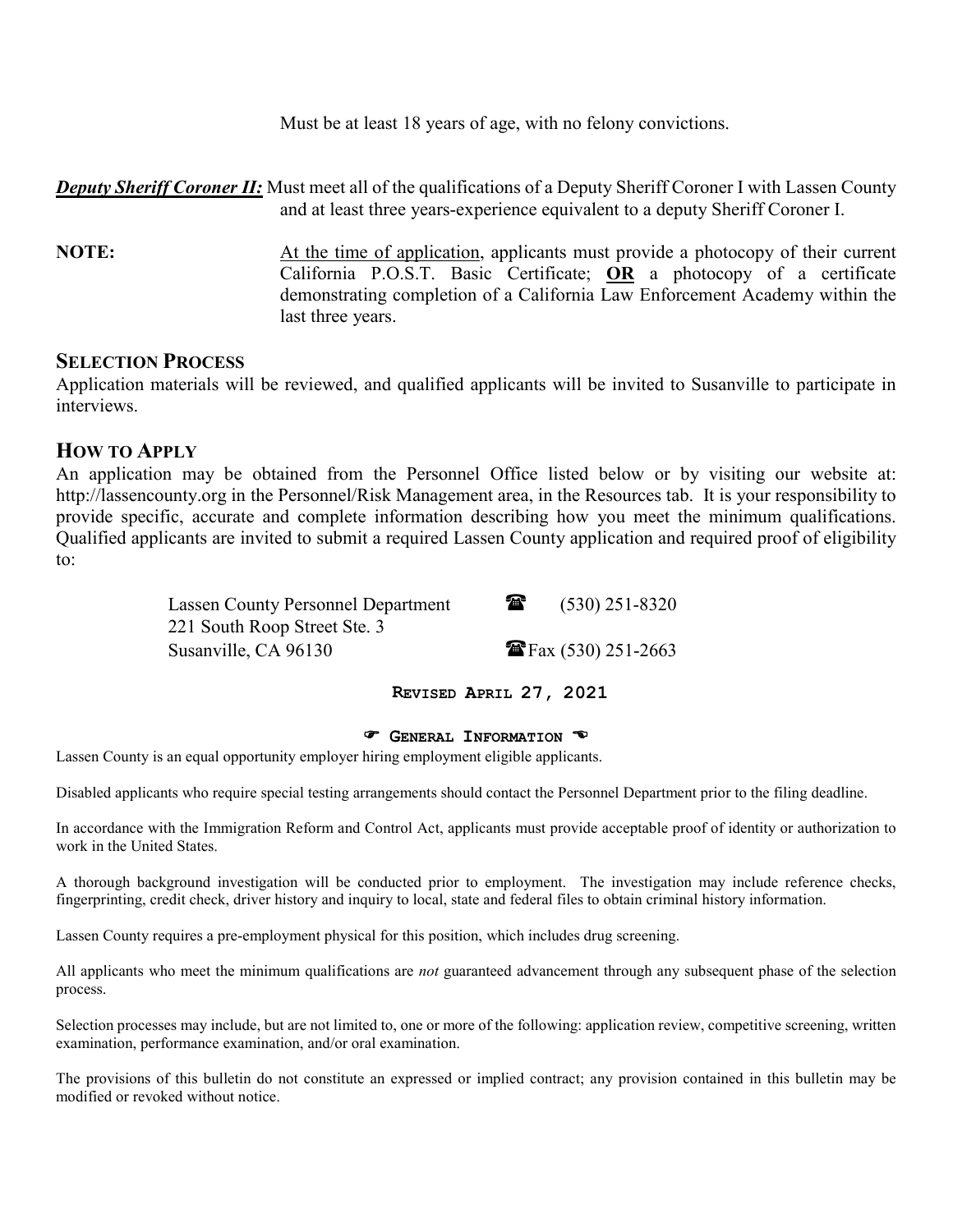Must be at least 18 years of age, with no felony convictions.

***Deputy Sheriff Coroner II:*** Must meet all of the qualifications of a Deputy Sheriff Coroner I with Lassen County and at least three years-experience equivalent to a deputy Sheriff Coroner I.

**NOTE:** At the time of application, applicants must provide a photocopy of their current California P.O.S.T. Basic Certificate; **OR** a photocopy of a certificate demonstrating completion of a California Law Enforcement Academy within the last three years.

## SELECTION PROCESS

Application materials will be reviewed, and qualified applicants will be invited to Susanville to participate in interviews.

## HOW TO APPLY

An application may be obtained from the Personnel Office listed below or by visiting our website at: http://lassencounty.org in the Personnel/Risk Management area, in the Resources tab. It is your responsibility to provide specific, accurate and complete information describing how you meet the minimum qualifications. Qualified applicants are invited to submit a required Lassen County application and required proof of eligibility to:

Lassen County Personnel Department — ☎ (530) 251-8320
221 South Roop Street Ste. 3
Susanville, CA 96130 — ☎ Fax (530) 251-2663

**REVISED APRIL 27, 2021**

### ☛ GENERAL INFORMATION ☚

Lassen County is an equal opportunity employer hiring employment eligible applicants.

Disabled applicants who require special testing arrangements should contact the Personnel Department prior to the filing deadline.

In accordance with the Immigration Reform and Control Act, applicants must provide acceptable proof of identity or authorization to work in the United States.

A thorough background investigation will be conducted prior to employment. The investigation may include reference checks, fingerprinting, credit check, driver history and inquiry to local, state and federal files to obtain criminal history information.

Lassen County requires a pre-employment physical for this position, which includes drug screening.

All applicants who meet the minimum qualifications are *not* guaranteed advancement through any subsequent phase of the selection process.

Selection processes may include, but are not limited to, one or more of the following: application review, competitive screening, written examination, performance examination, and/or oral examination.

The provisions of this bulletin do not constitute an expressed or implied contract; any provision contained in this bulletin may be modified or revoked without notice.